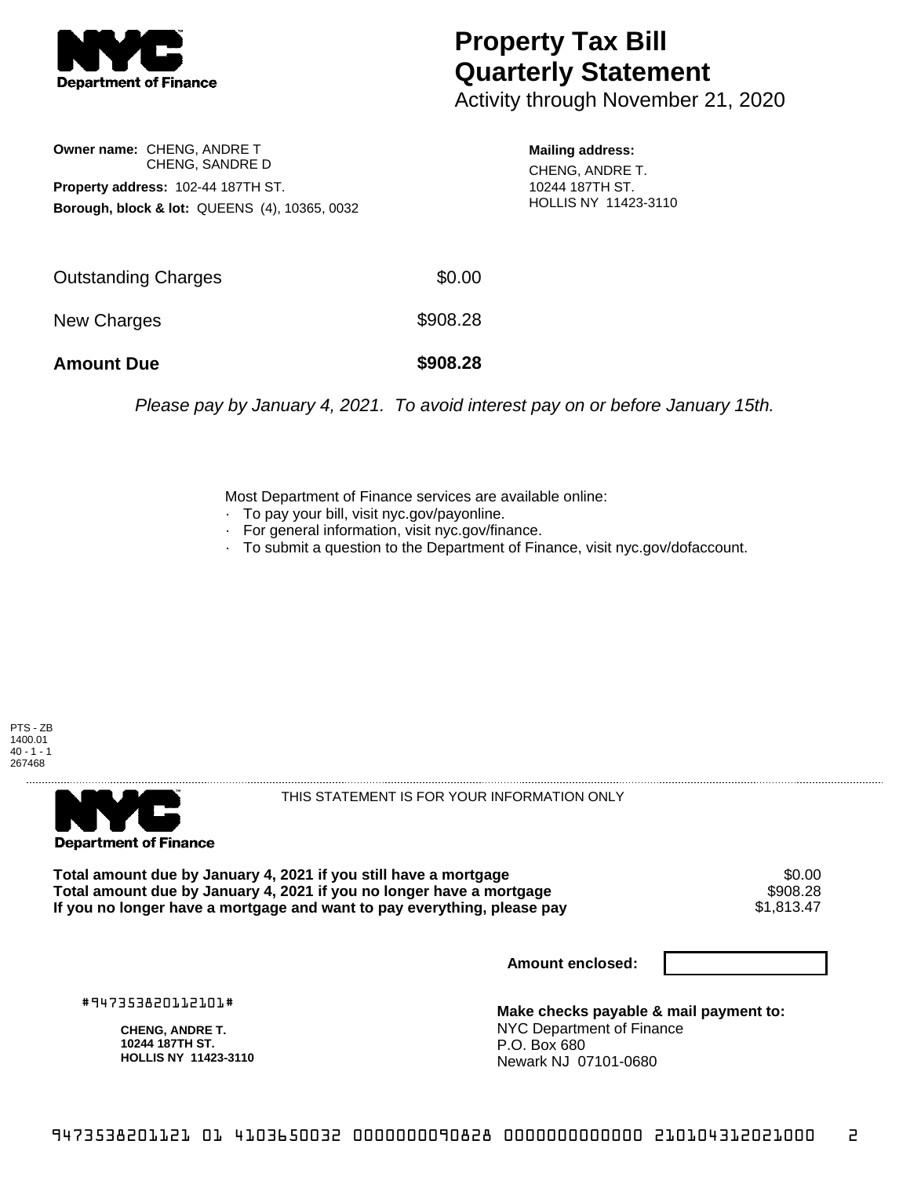**NYC Department of Finance**

# Property Tax Bill Quarterly Statement

Activity through November 21, 2020

**Owner name:** CHENG, ANDRE T
CHENG, SANDRE D

**Property address:** 102-44 187TH ST.

**Borough, block & lot:** QUEENS (4), 10365, 0032

**Mailing address:**
CHENG, ANDRE T.
10244 187TH ST.
HOLLIS NY 11423-3110

| | |
|---|---|
| Outstanding Charges | $0.00 |
| New Charges | $908.28 |
| **Amount Due** | **$908.28** |

*Please pay by January 4, 2021. To avoid interest pay on or before January 15th.*

Most Department of Finance services are available online:

- To pay your bill, visit nyc.gov/payonline.
- For general information, visit nyc.gov/finance.
- To submit a question to the Department of Finance, visit nyc.gov/dofaccount.

PTS - ZB
1400.01
40 - 1 - 1
267468

---

**NYC Department of Finance**

THIS STATEMENT IS FOR YOUR INFORMATION ONLY

| | |
|---|---|
| **Total amount due by January 4, 2021 if you still have a mortgage** | $0.00 |
| **Total amount due by January 4, 2021 if you no longer have a mortgage** | $908.28 |
| **If you no longer have a mortgage and want to pay everything, please pay** | $1,813.47 |

**Amount enclosed:**

#947353820112101#

**CHENG, ANDRE T.**
**10244 187TH ST.**
**HOLLIS NY 11423-3110**

**Make checks payable & mail payment to:**
NYC Department of Finance
P.O. Box 680
Newark NJ 07101-0680

9473538201121 01 4103650032 0000000090828 0000000000000 210104312021000 2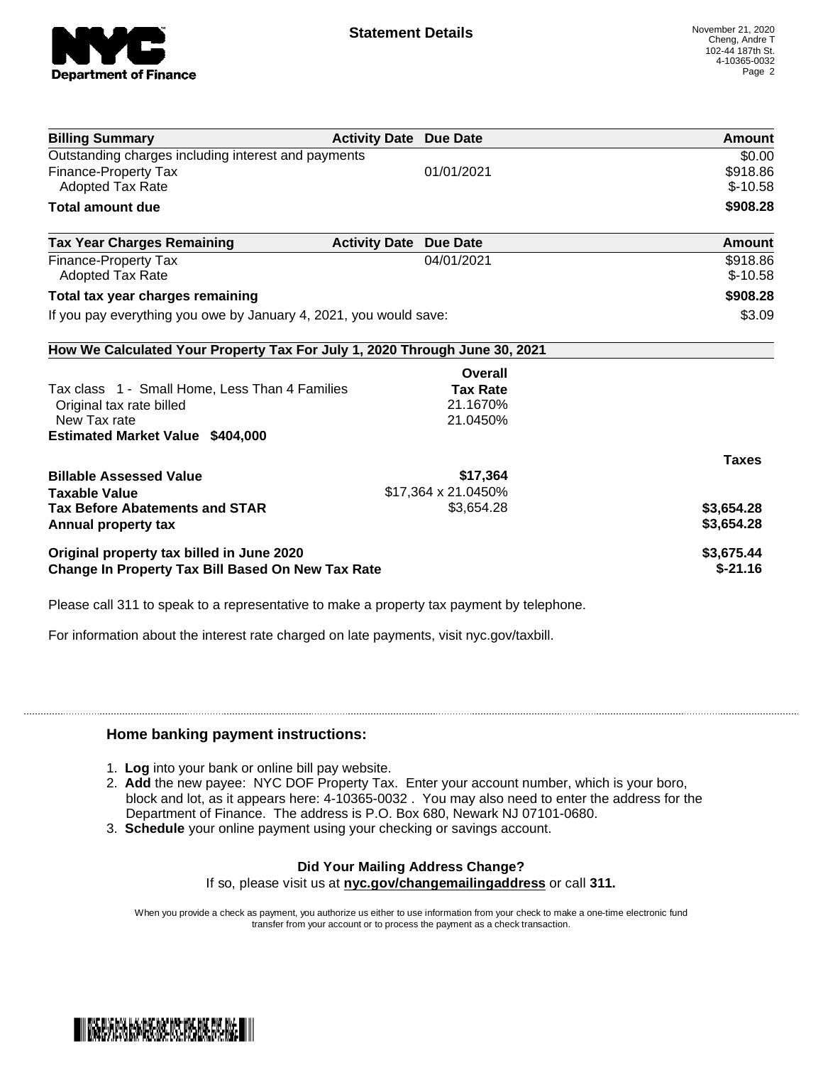# Statement Details

November 21, 2020
Cheng, Andre T
102-44 187th St.
4-10365-0032

| Billing Summary | Activity Date | Due Date | Amount |
|---|---|---|---|
| Outstanding charges including interest and payments | | | $0.00 |
| Finance-Property Tax | | 01/01/2021 | $918.86 |
| Adopted Tax Rate | | | $-10.58 |
| **Total amount due** | | | **$908.28** |

| Tax Year Charges Remaining | Activity Date | Due Date | Amount |
|---|---|---|---|
| Finance-Property Tax | | 04/01/2021 | $918.86 |
| Adopted Tax Rate | | | $-10.58 |
| **Total tax year charges remaining** | | | **$908.28** |
| If you pay everything you owe by January 4, 2021, you would save: | | | $3.09 |

**How We Calculated Your Property Tax For July 1, 2020 Through June 30, 2021**

| | Overall Tax Rate | Taxes |
|---|---|---|
| Tax class 1 - Small Home, Less Than 4 Families | | |
| Original tax rate billed | 21.1670% | |
| New Tax rate | 21.0450% | |
| **Estimated Market Value $404,000** | | |
| **Billable Assessed Value** | **$17,364** | |
| **Taxable Value** | $17,364 x 21.0450% | |
| **Tax Before Abatements and STAR** | $3,654.28 | **$3,654.28** |
| **Annual property tax** | | **$3,654.28** |
| **Original property tax billed in June 2020** | | **$3,675.44** |
| **Change In Property Tax Bill Based On New Tax Rate** | | **$-21.16** |

Please call 311 to speak to a representative to make a property tax payment by telephone.

For information about the interest rate charged on late payments, visit nyc.gov/taxbill.

## Home banking payment instructions:

1. **Log** into your bank or online bill pay website.
2. **Add** the new payee: NYC DOF Property Tax. Enter your account number, which is your boro, block and lot, as it appears here: 4-10365-0032 . You may also need to enter the address for the Department of Finance. The address is P.O. Box 680, Newark NJ 07101-0680.
3. **Schedule** your online payment using your checking or savings account.

**Did Your Mailing Address Change?**
If so, please visit us at **nyc.gov/changemailingaddress** or call **311.**

When you provide a check as payment, you authorize us either to use information from your check to make a one-time electronic fund transfer from your account or to process the payment as a check transaction.